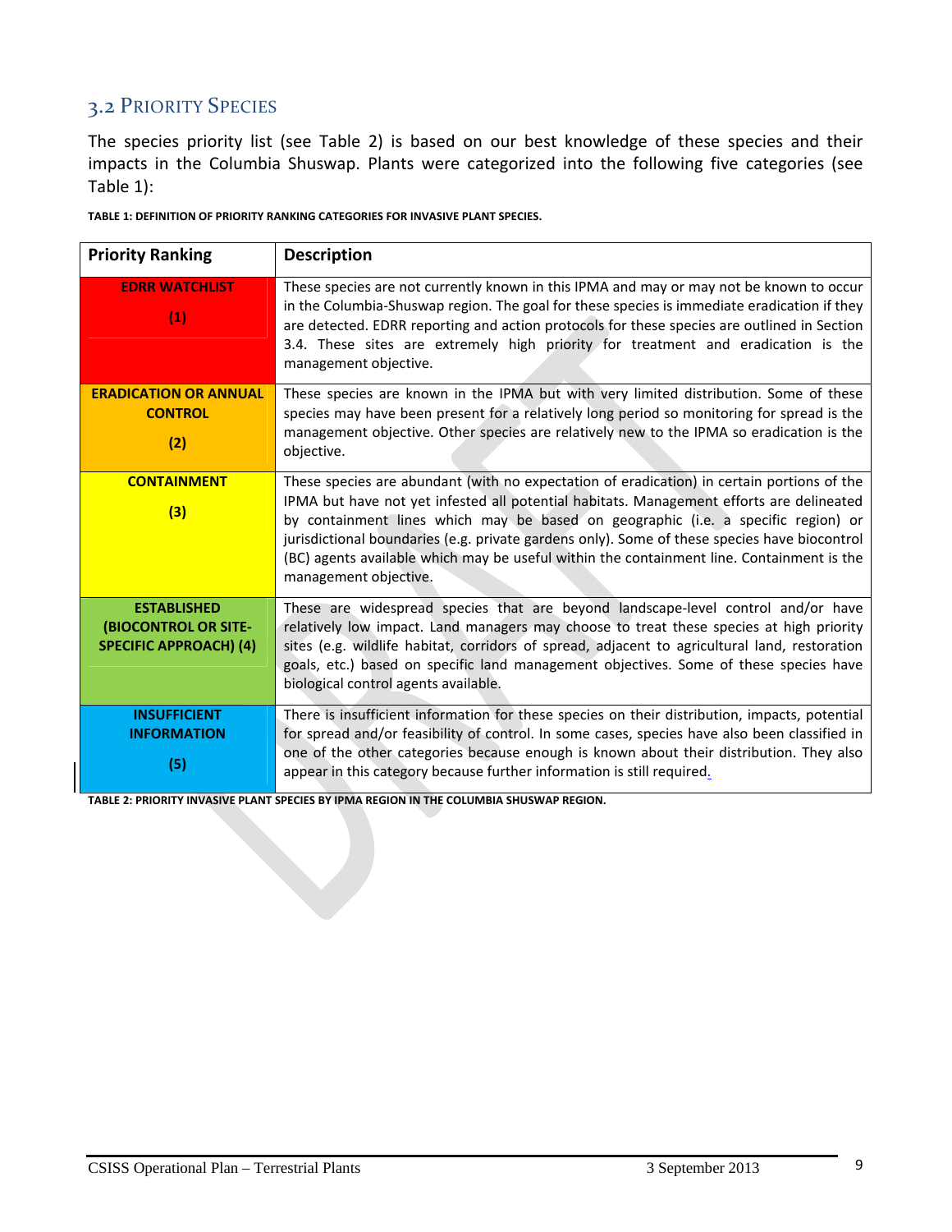## 3.2 Priority Species

The species priority list (see Table 2) is based on our best knowledge of these species and their impacts in the Columbia Shuswap. Plants were categorized into the following five categories (see Table 1):

**TABLE 1: DEFINITION OF PRIORITY RANKING CATEGORIES FOR INVASIVE PLANT SPECIES.**

| Priority Ranking | Description |
|---|---|
| **EDRR WATCHLIST (1)** | These species are not currently known in this IPMA and may or may not be known to occur in the Columbia-Shuswap region. The goal for these species is immediate eradication if they are detected. EDRR reporting and action protocols for these species are outlined in Section 3.4. These sites are extremely high priority for treatment and eradication is the management objective. |
| **ERADICATION OR ANNUAL CONTROL (2)** | These species are known in the IPMA but with very limited distribution. Some of these species may have been present for a relatively long period so monitoring for spread is the management objective. Other species are relatively new to the IPMA so eradication is the objective. |
| **CONTAINMENT (3)** | These species are abundant (with no expectation of eradication) in certain portions of the IPMA but have not yet infested all potential habitats. Management efforts are delineated by containment lines which may be based on geographic (i.e. a specific region) or jurisdictional boundaries (e.g. private gardens only). Some of these species have biocontrol (BC) agents available which may be useful within the containment line. Containment is the management objective. |
| **ESTABLISHED (BIOCONTROL OR SITE-SPECIFIC APPROACH) (4)** | These are widespread species that are beyond landscape-level control and/or have relatively low impact. Land managers may choose to treat these species at high priority sites (e.g. wildlife habitat, corridors of spread, adjacent to agricultural land, restoration goals, etc.) based on specific land management objectives. Some of these species have biological control agents available. |
| **INSUFFICIENT INFORMATION (5)** | There is insufficient information for these species on their distribution, impacts, potential for spread and/or feasibility of control. In some cases, species have also been classified in one of the other categories because enough is known about their distribution. They also appear in this category because further information is still required. |

**TABLE 2: PRIORITY INVASIVE PLANT SPECIES BY IPMA REGION IN THE COLUMBIA SHUSWAP REGION.**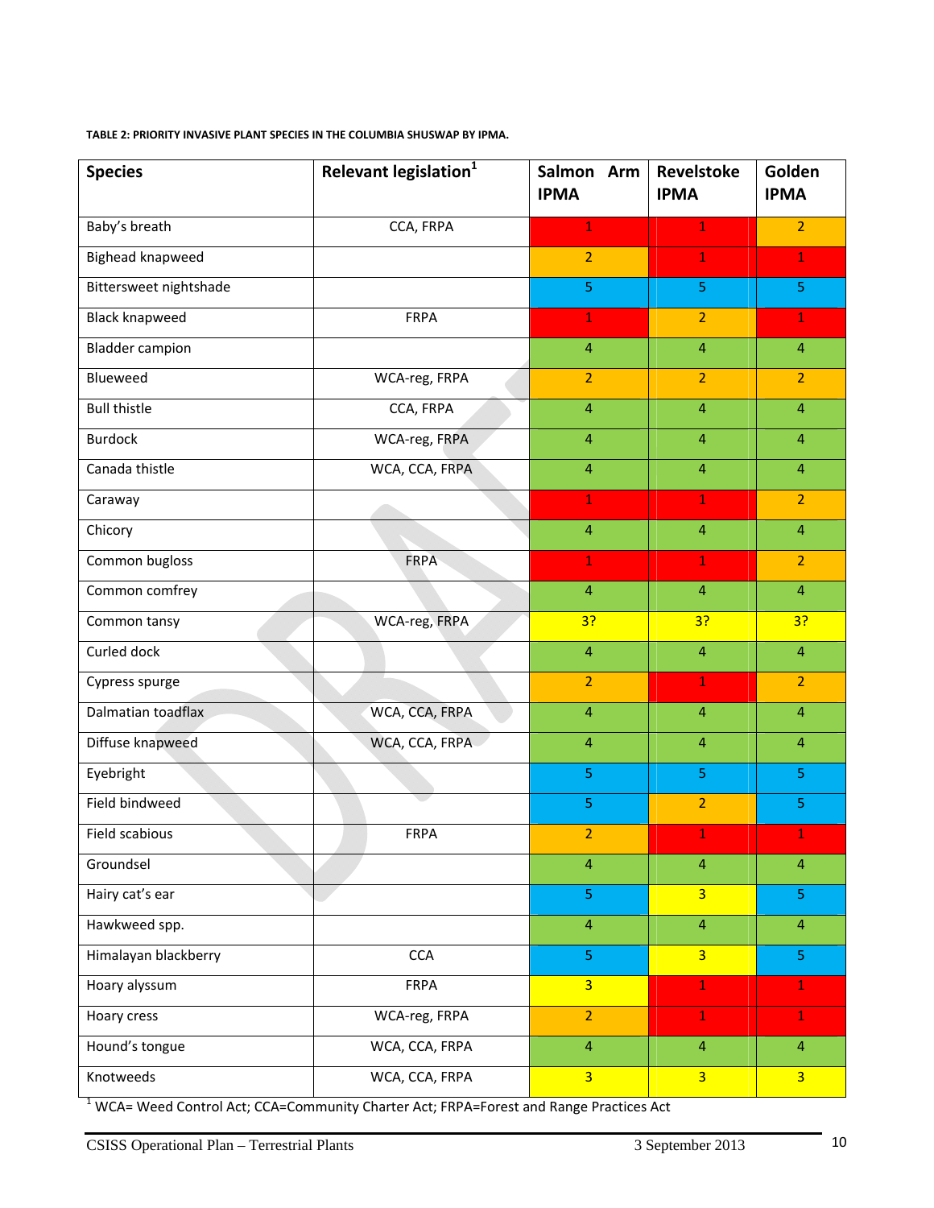**TABLE 2: PRIORITY INVASIVE PLANT SPECIES IN THE COLUMBIA SHUSWAP BY IPMA.**

| Species | Relevant legislation[1] | Salmon Arm IPMA | Revelstoke IPMA | Golden IPMA |
|---|---|---|---|---|
| Baby's breath | CCA, FRPA | 1 | 1 | 2 |
| Bighead knapweed | | 2 | 1 | 1 |
| Bittersweet nightshade | | 5 | 5 | 5 |
| Black knapweed | FRPA | 1 | 2 | 1 |
| Bladder campion | | 4 | 4 | 4 |
| Blueweed | WCA-reg, FRPA | 2 | 2 | 2 |
| Bull thistle | CCA, FRPA | 4 | 4 | 4 |
| Burdock | WCA-reg, FRPA | 4 | 4 | 4 |
| Canada thistle | WCA, CCA, FRPA | 4 | 4 | 4 |
| Caraway | | 1 | 1 | 2 |
| Chicory | | 4 | 4 | 4 |
| Common bugloss | FRPA | 1 | 1 | 2 |
| Common comfrey | | 4 | 4 | 4 |
| Common tansy | WCA-reg, FRPA | 3? | 3? | 3? |
| Curled dock | | 4 | 4 | 4 |
| Cypress spurge | | 2 | 1 | 2 |
| Dalmatian toadflax | WCA, CCA, FRPA | 4 | 4 | 4 |
| Diffuse knapweed | WCA, CCA, FRPA | 4 | 4 | 4 |
| Eyebright | | 5 | 5 | 5 |
| Field bindweed | | 5 | 2 | 5 |
| Field scabious | FRPA | 2 | 1 | 1 |
| Groundsel | | 4 | 4 | 4 |
| Hairy cat's ear | | 5 | 3 | 5 |
| Hawkweed spp. | | 4 | 4 | 4 |
| Himalayan blackberry | CCA | 5 | 3 | 5 |
| Hoary alyssum | FRPA | 3 | 1 | 1 |
| Hoary cress | WCA-reg, FRPA | 2 | 1 | 1 |
| Hound's tongue | WCA, CCA, FRPA | 4 | 4 | 4 |
| Knotweeds | WCA, CCA, FRPA | 3 | 3 | 3 |

[1] WCA= Weed Control Act; CCA=Community Charter Act; FRPA=Forest and Range Practices Act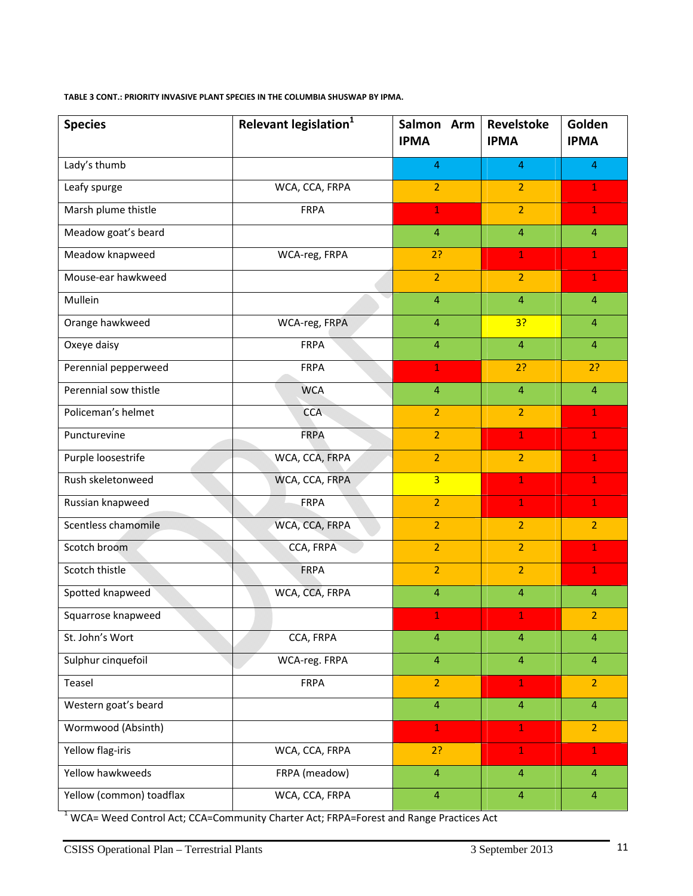**TABLE 3 CONT.: PRIORITY INVASIVE PLANT SPECIES IN THE COLUMBIA SHUSWAP BY IPMA.**

| Species | Relevant legislation[1] | Salmon Arm IPMA | Revelstoke IPMA | Golden IPMA |
|---|---|---|---|---|
| Lady's thumb | | 4 | 4 | 4 |
| Leafy spurge | WCA, CCA, FRPA | 2 | 2 | 1 |
| Marsh plume thistle | FRPA | 1 | 2 | 1 |
| Meadow goat's beard | | 4 | 4 | 4 |
| Meadow knapweed | WCA-reg, FRPA | 2? | 1 | 1 |
| Mouse-ear hawkweed | | 2 | 2 | 1 |
| Mullein | | 4 | 4 | 4 |
| Orange hawkweed | WCA-reg, FRPA | 4 | 3? | 4 |
| Oxeye daisy | FRPA | 4 | 4 | 4 |
| Perennial pepperweed | FRPA | 1 | 2? | 2? |
| Perennial sow thistle | WCA | 4 | 4 | 4 |
| Policeman's helmet | CCA | 2 | 2 | 1 |
| Puncturevine | FRPA | 2 | 1 | 1 |
| Purple loosestrife | WCA, CCA, FRPA | 2 | 2 | 1 |
| Rush skeletonweed | WCA, CCA, FRPA | 3 | 1 | 1 |
| Russian knapweed | FRPA | 2 | 1 | 1 |
| Scentless chamomile | WCA, CCA, FRPA | 2 | 2 | 2 |
| Scotch broom | CCA, FRPA | 2 | 2 | 1 |
| Scotch thistle | FRPA | 2 | 2 | 1 |
| Spotted knapweed | WCA, CCA, FRPA | 4 | 4 | 4 |
| Squarrose knapweed | | 1 | 1 | 2 |
| St. John's Wort | CCA, FRPA | 4 | 4 | 4 |
| Sulphur cinquefoil | WCA-reg. FRPA | 4 | 4 | 4 |
| Teasel | FRPA | 2 | 1 | 2 |
| Western goat's beard | | 4 | 4 | 4 |
| Wormwood (Absinth) | | 1 | 1 | 2 |
| Yellow flag-iris | WCA, CCA, FRPA | 2? | 1 | 1 |
| Yellow hawkweeds | FRPA (meadow) | 4 | 4 | 4 |
| Yellow (common) toadflax | WCA, CCA, FRPA | 4 | 4 | 4 |

[1] WCA= Weed Control Act; CCA=Community Charter Act; FRPA=Forest and Range Practices Act